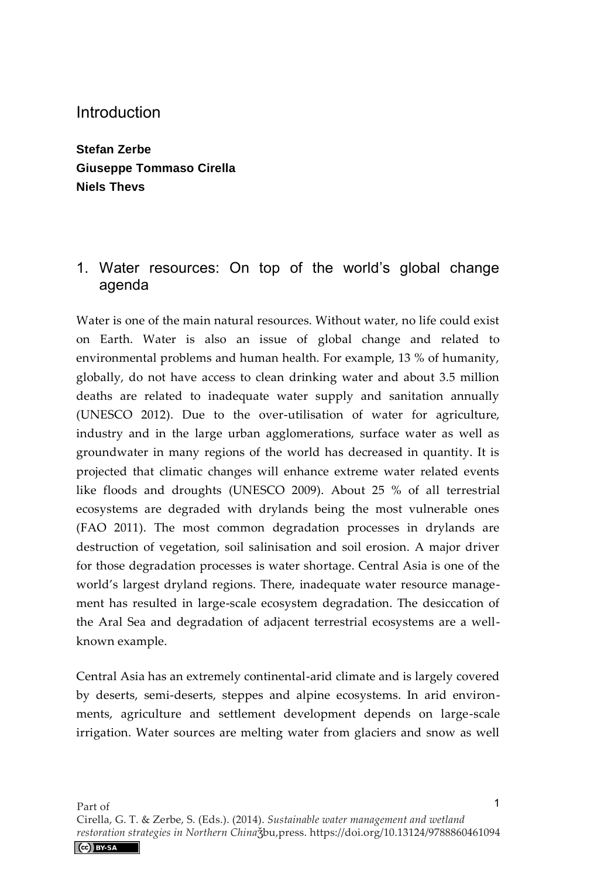# Introduction

**Stefan Zerbe**
**Giuseppe Tommaso Cirella**
**Niels Thevs**

## 1. Water resources: On top of the world's global change agenda

Water is one of the main natural resources. Without water, no life could exist on Earth. Water is also an issue of global change and related to environmental problems and human health. For example, 13 % of humanity, globally, do not have access to clean drinking water and about 3.5 million deaths are related to inadequate water supply and sanitation annually (UNESCO 2012). Due to the over-utilisation of water for agriculture, industry and in the large urban agglomerations, surface water as well as groundwater in many regions of the world has decreased in quantity. It is projected that climatic changes will enhance extreme water related events like floods and droughts (UNESCO 2009). About 25 % of all terrestrial ecosystems are degraded with drylands being the most vulnerable ones (FAO 2011). The most common degradation processes in drylands are destruction of vegetation, soil salinisation and soil erosion. A major driver for those degradation processes is water shortage. Central Asia is one of the world's largest dryland regions. There, inadequate water resource management has resulted in large-scale ecosystem degradation. The desiccation of the Aral Sea and degradation of adjacent terrestrial ecosystems are a well-known example.

Central Asia has an extremely continental-arid climate and is largely covered by deserts, semi-deserts, steppes and alpine ecosystems. In arid environments, agriculture and settlement development depends on large-scale irrigation. Water sources are melting water from glaciers and snow as well

Part of
Cirella, G. T. & Zerbe, S. (Eds.). (2014). *Sustainable water management and wetland restoration strategies in Northern China*. ʒbu,press. https://doi.org/10.13124/9788860461094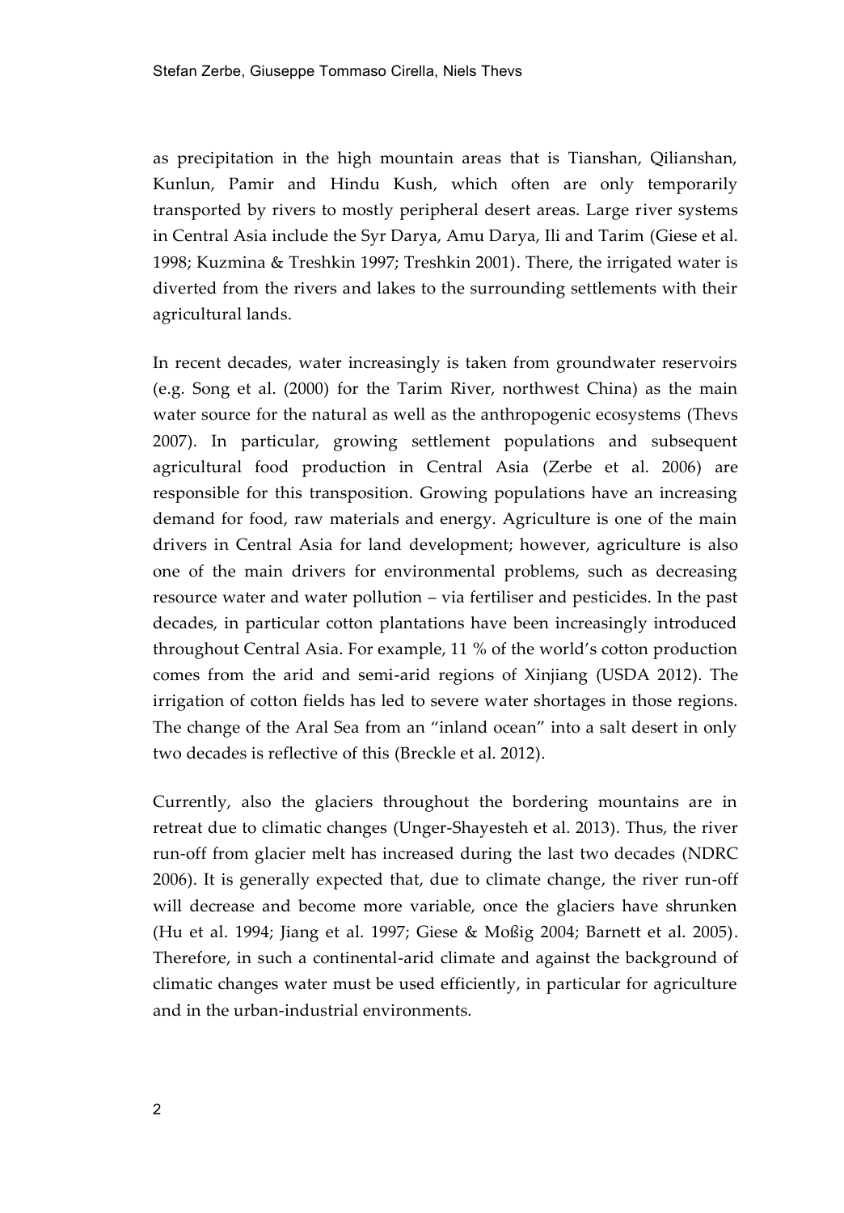as precipitation in the high mountain areas that is Tianshan, Qilianshan, Kunlun, Pamir and Hindu Kush, which often are only temporarily transported by rivers to mostly peripheral desert areas. Large river systems in Central Asia include the Syr Darya, Amu Darya, Ili and Tarim (Giese et al. 1998; Kuzmina & Treshkin 1997; Treshkin 2001). There, the irrigated water is diverted from the rivers and lakes to the surrounding settlements with their agricultural lands.

In recent decades, water increasingly is taken from groundwater reservoirs (e.g. Song et al. (2000) for the Tarim River, northwest China) as the main water source for the natural as well as the anthropogenic ecosystems (Thevs 2007). In particular, growing settlement populations and subsequent agricultural food production in Central Asia (Zerbe et al. 2006) are responsible for this transposition. Growing populations have an increasing demand for food, raw materials and energy. Agriculture is one of the main drivers in Central Asia for land development; however, agriculture is also one of the main drivers for environmental problems, such as decreasing resource water and water pollution – via fertiliser and pesticides. In the past decades, in particular cotton plantations have been increasingly introduced throughout Central Asia. For example, 11 % of the world's cotton production comes from the arid and semi-arid regions of Xinjiang (USDA 2012). The irrigation of cotton fields has led to severe water shortages in those regions. The change of the Aral Sea from an "inland ocean" into a salt desert in only two decades is reflective of this (Breckle et al. 2012).

Currently, also the glaciers throughout the bordering mountains are in retreat due to climatic changes (Unger-Shayesteh et al. 2013). Thus, the river run-off from glacier melt has increased during the last two decades (NDRC 2006). It is generally expected that, due to climate change, the river run-off will decrease and become more variable, once the glaciers have shrunken (Hu et al. 1994; Jiang et al. 1997; Giese & Moßig 2004; Barnett et al. 2005). Therefore, in such a continental-arid climate and against the background of climatic changes water must be used efficiently, in particular for agriculture and in the urban-industrial environments.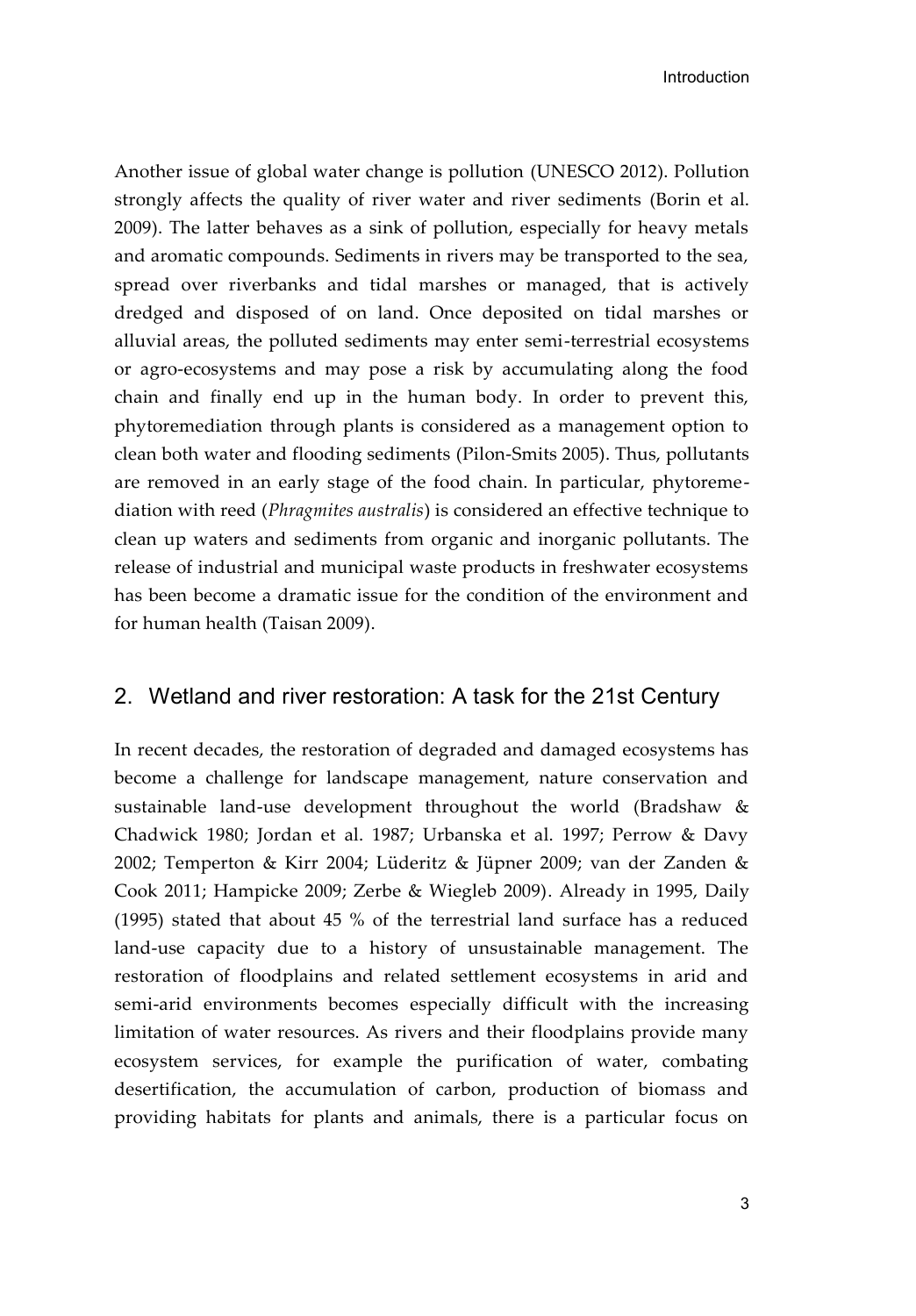Another issue of global water change is pollution (UNESCO 2012). Pollution strongly affects the quality of river water and river sediments (Borin et al. 2009). The latter behaves as a sink of pollution, especially for heavy metals and aromatic compounds. Sediments in rivers may be transported to the sea, spread over riverbanks and tidal marshes or managed, that is actively dredged and disposed of on land. Once deposited on tidal marshes or alluvial areas, the polluted sediments may enter semi-terrestrial ecosystems or agro-ecosystems and may pose a risk by accumulating along the food chain and finally end up in the human body. In order to prevent this, phytoremediation through plants is considered as a management option to clean both water and flooding sediments (Pilon-Smits 2005). Thus, pollutants are removed in an early stage of the food chain. In particular, phytoremediation with reed (*Phragmites australis*) is considered an effective technique to clean up waters and sediments from organic and inorganic pollutants. The release of industrial and municipal waste products in freshwater ecosystems has been become a dramatic issue for the condition of the environment and for human health (Taisan 2009).

## 2. Wetland and river restoration: A task for the 21st Century

In recent decades, the restoration of degraded and damaged ecosystems has become a challenge for landscape management, nature conservation and sustainable land-use development throughout the world (Bradshaw & Chadwick 1980; Jordan et al. 1987; Urbanska et al. 1997; Perrow & Davy 2002; Temperton & Kirr 2004; Lüderitz & Jüpner 2009; van der Zanden & Cook 2011; Hampicke 2009; Zerbe & Wiegleb 2009). Already in 1995, Daily (1995) stated that about 45 % of the terrestrial land surface has a reduced land-use capacity due to a history of unsustainable management. The restoration of floodplains and related settlement ecosystems in arid and semi-arid environments becomes especially difficult with the increasing limitation of water resources. As rivers and their floodplains provide many ecosystem services, for example the purification of water, combating desertification, the accumulation of carbon, production of biomass and providing habitats for plants and animals, there is a particular focus on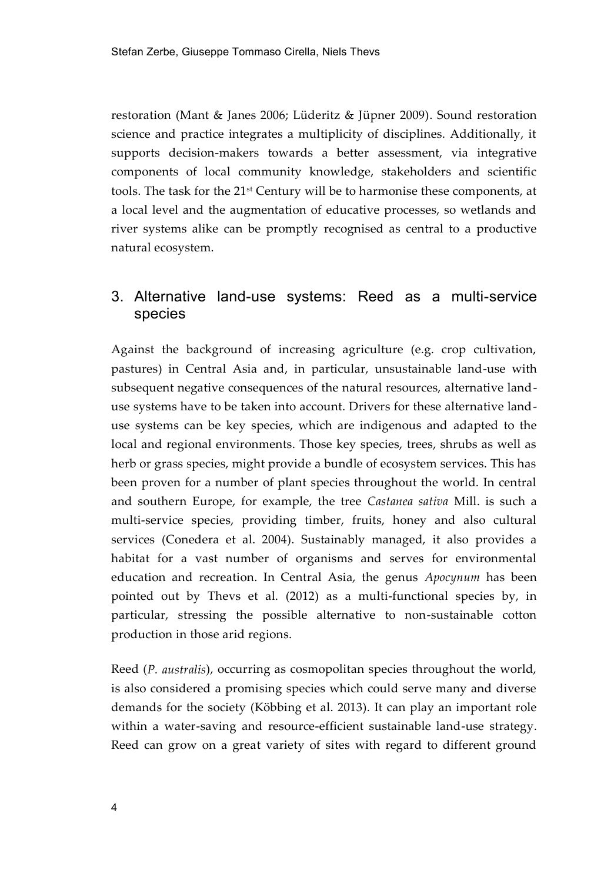restoration (Mant & Janes 2006; Lüderitz & Jüpner 2009). Sound restoration science and practice integrates a multiplicity of disciplines. Additionally, it supports decision-makers towards a better assessment, via integrative components of local community knowledge, stakeholders and scientific tools. The task for the 21st Century will be to harmonise these components, at a local level and the augmentation of educative processes, so wetlands and river systems alike can be promptly recognised as central to a productive natural ecosystem.

## 3. Alternative land-use systems: Reed as a multi-service species

Against the background of increasing agriculture (e.g. crop cultivation, pastures) in Central Asia and, in particular, unsustainable land-use with subsequent negative consequences of the natural resources, alternative land-use systems have to be taken into account. Drivers for these alternative land-use systems can be key species, which are indigenous and adapted to the local and regional environments. Those key species, trees, shrubs as well as herb or grass species, might provide a bundle of ecosystem services. This has been proven for a number of plant species throughout the world. In central and southern Europe, for example, the tree *Castanea sativa* Mill. is such a multi-service species, providing timber, fruits, honey and also cultural services (Conedera et al. 2004). Sustainably managed, it also provides a habitat for a vast number of organisms and serves for environmental education and recreation. In Central Asia, the genus *Apocynum* has been pointed out by Thevs et al. (2012) as a multi-functional species by, in particular, stressing the possible alternative to non-sustainable cotton production in those arid regions.

Reed (*P. australis*), occurring as cosmopolitan species throughout the world, is also considered a promising species which could serve many and diverse demands for the society (Köbbing et al. 2013). It can play an important role within a water-saving and resource-efficient sustainable land-use strategy. Reed can grow on a great variety of sites with regard to different ground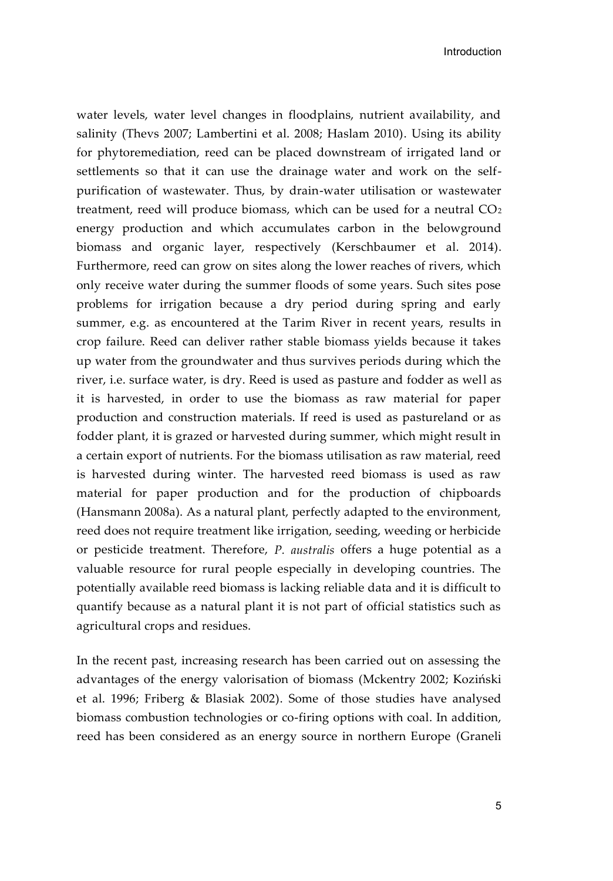water levels, water level changes in floodplains, nutrient availability, and salinity (Thevs 2007; Lambertini et al. 2008; Haslam 2010). Using its ability for phytoremediation, reed can be placed downstream of irrigated land or settlements so that it can use the drainage water and work on the self-purification of wastewater. Thus, by drain-water utilisation or wastewater treatment, reed will produce biomass, which can be used for a neutral $CO_2$ energy production and which accumulates carbon in the belowground biomass and organic layer, respectively (Kerschbaumer et al. 2014). Furthermore, reed can grow on sites along the lower reaches of rivers, which only receive water during the summer floods of some years. Such sites pose problems for irrigation because a dry period during spring and early summer, e.g. as encountered at the Tarim River in recent years, results in crop failure. Reed can deliver rather stable biomass yields because it takes up water from the groundwater and thus survives periods during which the river, i.e. surface water, is dry. Reed is used as pasture and fodder as well as it is harvested, in order to use the biomass as raw material for paper production and construction materials. If reed is used as pastureland or as fodder plant, it is grazed or harvested during summer, which might result in a certain export of nutrients. For the biomass utilisation as raw material, reed is harvested during winter. The harvested reed biomass is used as raw material for paper production and for the production of chipboards (Hansmann 2008a). As a natural plant, perfectly adapted to the environment, reed does not require treatment like irrigation, seeding, weeding or herbicide or pesticide treatment. Therefore, *P. australis* offers a huge potential as a valuable resource for rural people especially in developing countries. The potentially available reed biomass is lacking reliable data and it is difficult to quantify because as a natural plant it is not part of official statistics such as agricultural crops and residues.

In the recent past, increasing research has been carried out on assessing the advantages of the energy valorisation of biomass (Mckentry 2002; Koziński et al. 1996; Friberg & Blasiak 2002). Some of those studies have analysed biomass combustion technologies or co-firing options with coal. In addition, reed has been considered as an energy source in northern Europe (Graneli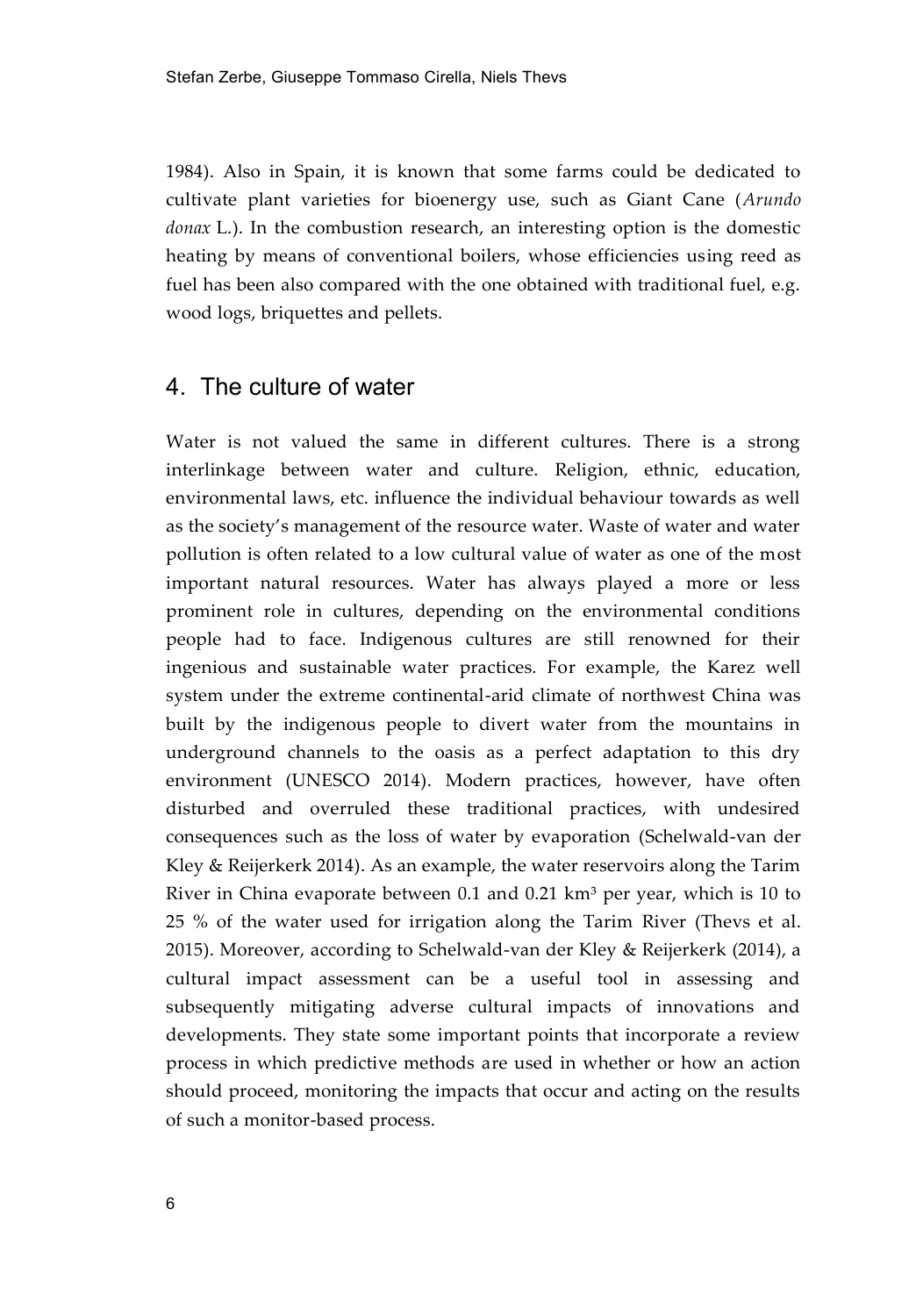1984). Also in Spain, it is known that some farms could be dedicated to cultivate plant varieties for bioenergy use, such as Giant Cane (*Arundo donax* L.). In the combustion research, an interesting option is the domestic heating by means of conventional boilers, whose efficiencies using reed as fuel has been also compared with the one obtained with traditional fuel, e.g. wood logs, briquettes and pellets.

## 4. The culture of water

Water is not valued the same in different cultures. There is a strong interlinkage between water and culture. Religion, ethnic, education, environmental laws, etc. influence the individual behaviour towards as well as the society's management of the resource water. Waste of water and water pollution is often related to a low cultural value of water as one of the most important natural resources. Water has always played a more or less prominent role in cultures, depending on the environmental conditions people had to face. Indigenous cultures are still renowned for their ingenious and sustainable water practices. For example, the Karez well system under the extreme continental-arid climate of northwest China was built by the indigenous people to divert water from the mountains in underground channels to the oasis as a perfect adaptation to this dry environment (UNESCO 2014). Modern practices, however, have often disturbed and overruled these traditional practices, with undesired consequences such as the loss of water by evaporation (Schelwald-van der Kley & Reijerkerk 2014). As an example, the water reservoirs along the Tarim River in China evaporate between 0.1 and 0.21 $km^3$ per year, which is 10 to 25 % of the water used for irrigation along the Tarim River (Thevs et al. 2015). Moreover, according to Schelwald-van der Kley & Reijerkerk (2014), a cultural impact assessment can be a useful tool in assessing and subsequently mitigating adverse cultural impacts of innovations and developments. They state some important points that incorporate a review process in which predictive methods are used in whether or how an action should proceed, monitoring the impacts that occur and acting on the results of such a monitor-based process.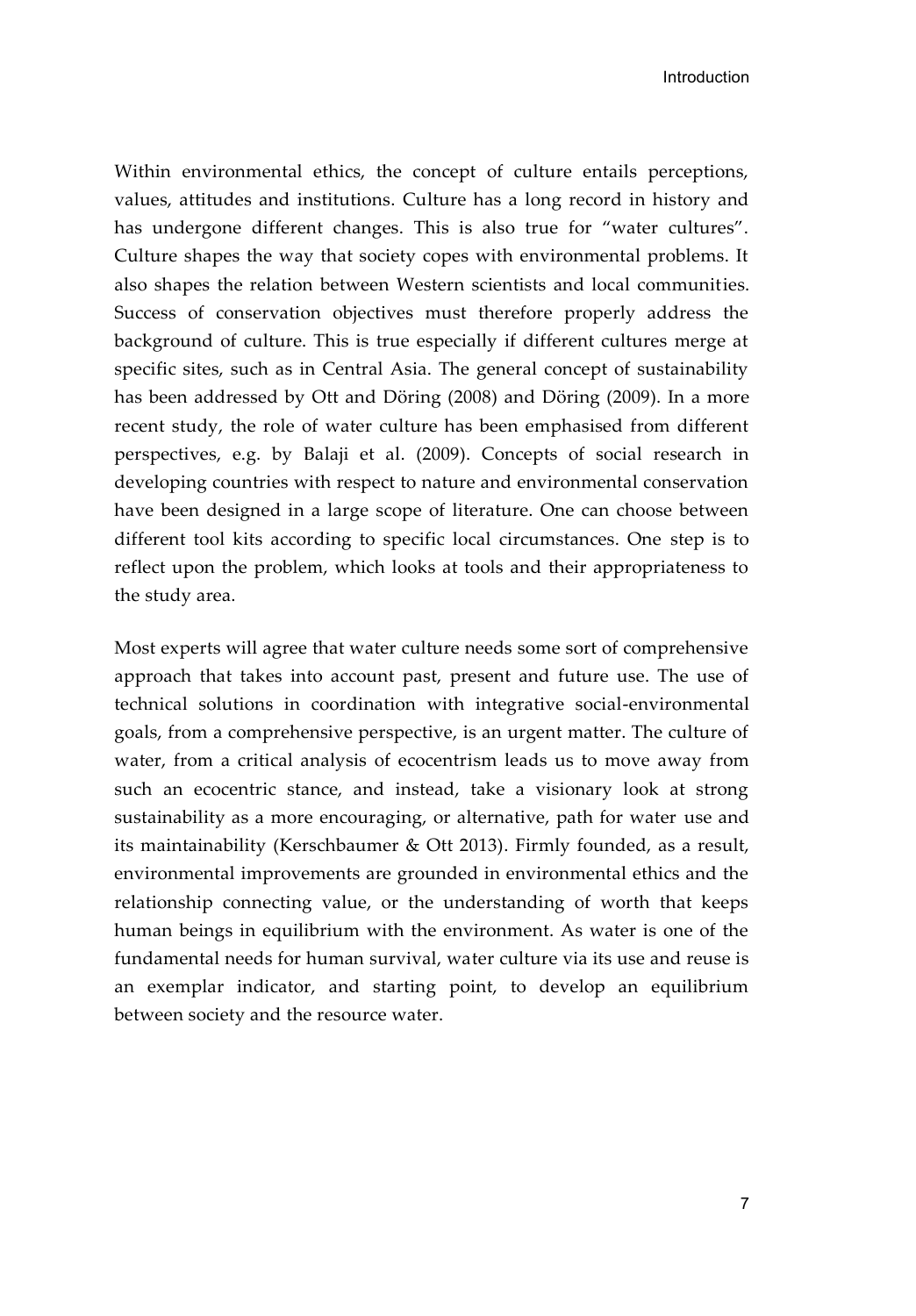Within environmental ethics, the concept of culture entails perceptions, values, attitudes and institutions. Culture has a long record in history and has undergone different changes. This is also true for "water cultures". Culture shapes the way that society copes with environmental problems. It also shapes the relation between Western scientists and local communities. Success of conservation objectives must therefore properly address the background of culture. This is true especially if different cultures merge at specific sites, such as in Central Asia. The general concept of sustainability has been addressed by Ott and Döring (2008) and Döring (2009). In a more recent study, the role of water culture has been emphasised from different perspectives, e.g. by Balaji et al. (2009). Concepts of social research in developing countries with respect to nature and environmental conservation have been designed in a large scope of literature. One can choose between different tool kits according to specific local circumstances. One step is to reflect upon the problem, which looks at tools and their appropriateness to the study area.

Most experts will agree that water culture needs some sort of comprehensive approach that takes into account past, present and future use. The use of technical solutions in coordination with integrative social-environmental goals, from a comprehensive perspective, is an urgent matter. The culture of water, from a critical analysis of ecocentrism leads us to move away from such an ecocentric stance, and instead, take a visionary look at strong sustainability as a more encouraging, or alternative, path for water use and its maintainability (Kerschbaumer & Ott 2013). Firmly founded, as a result, environmental improvements are grounded in environmental ethics and the relationship connecting value, or the understanding of worth that keeps human beings in equilibrium with the environment. As water is one of the fundamental needs for human survival, water culture via its use and reuse is an exemplar indicator, and starting point, to develop an equilibrium between society and the resource water.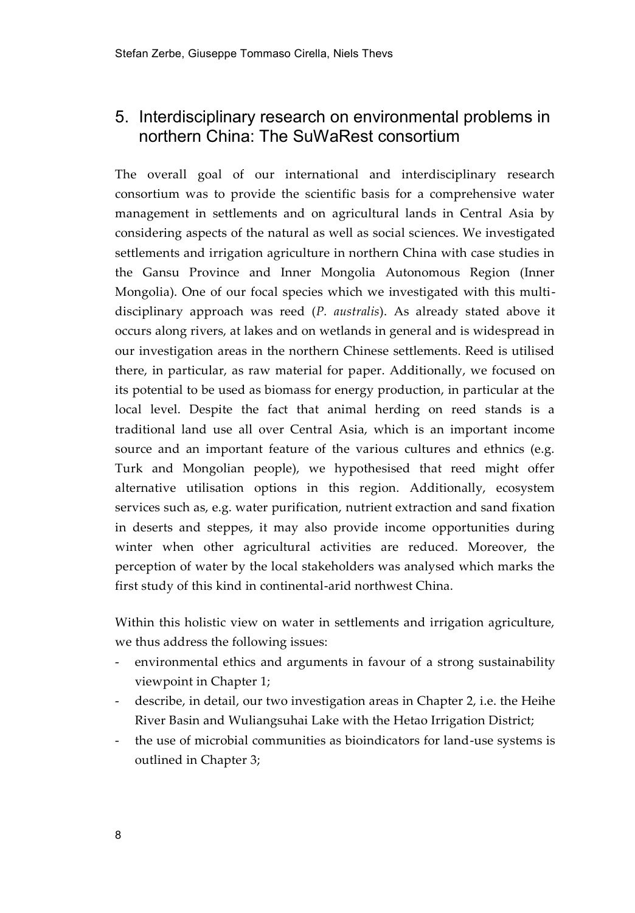## 5. Interdisciplinary research on environmental problems in northern China: The SuWaRest consortium

The overall goal of our international and interdisciplinary research consortium was to provide the scientific basis for a comprehensive water management in settlements and on agricultural lands in Central Asia by considering aspects of the natural as well as social sciences. We investigated settlements and irrigation agriculture in northern China with case studies in the Gansu Province and Inner Mongolia Autonomous Region (Inner Mongolia). One of our focal species which we investigated with this multi-disciplinary approach was reed (*P. australis*). As already stated above it occurs along rivers, at lakes and on wetlands in general and is widespread in our investigation areas in the northern Chinese settlements. Reed is utilised there, in particular, as raw material for paper. Additionally, we focused on its potential to be used as biomass for energy production, in particular at the local level. Despite the fact that animal herding on reed stands is a traditional land use all over Central Asia, which is an important income source and an important feature of the various cultures and ethnics (e.g. Turk and Mongolian people), we hypothesised that reed might offer alternative utilisation options in this region. Additionally, ecosystem services such as, e.g. water purification, nutrient extraction and sand fixation in deserts and steppes, it may also provide income opportunities during winter when other agricultural activities are reduced. Moreover, the perception of water by the local stakeholders was analysed which marks the first study of this kind in continental-arid northwest China.

Within this holistic view on water in settlements and irrigation agriculture, we thus address the following issues:

- environmental ethics and arguments in favour of a strong sustainability viewpoint in Chapter 1;
- describe, in detail, our two investigation areas in Chapter 2, i.e. the Heihe River Basin and Wuliangsuhai Lake with the Hetao Irrigation District;
- the use of microbial communities as bioindicators for land-use systems is outlined in Chapter 3;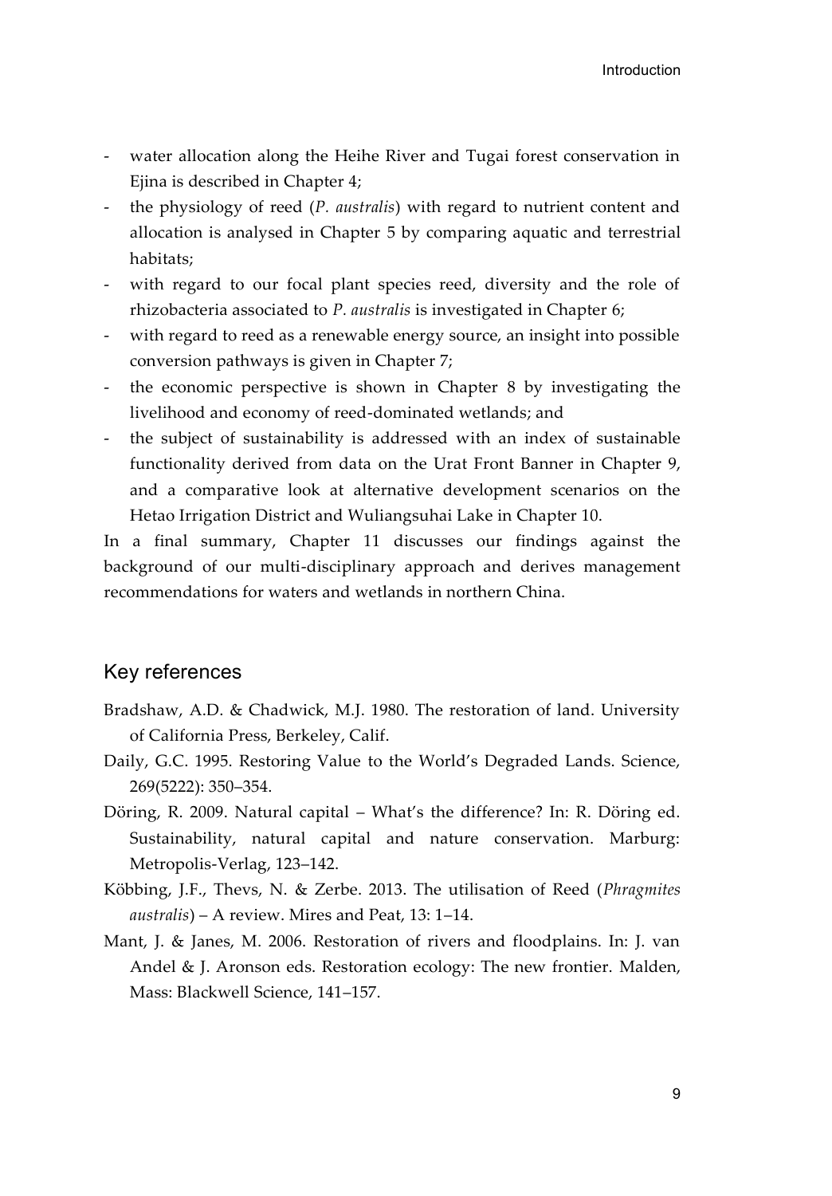- water allocation along the Heihe River and Tugai forest conservation in Ejina is described in Chapter 4;
- the physiology of reed (*P. australis*) with regard to nutrient content and allocation is analysed in Chapter 5 by comparing aquatic and terrestrial habitats;
- with regard to our focal plant species reed, diversity and the role of rhizobacteria associated to *P. australis* is investigated in Chapter 6;
- with regard to reed as a renewable energy source, an insight into possible conversion pathways is given in Chapter 7;
- the economic perspective is shown in Chapter 8 by investigating the livelihood and economy of reed-dominated wetlands; and
- the subject of sustainability is addressed with an index of sustainable functionality derived from data on the Urat Front Banner in Chapter 9, and a comparative look at alternative development scenarios on the Hetao Irrigation District and Wuliangsuhai Lake in Chapter 10.

In a final summary, Chapter 11 discusses our findings against the background of our multi-disciplinary approach and derives management recommendations for waters and wetlands in northern China.

## Key references

Bradshaw, A.D. & Chadwick, M.J. 1980. The restoration of land. University of California Press, Berkeley, Calif.

Daily, G.C. 1995. Restoring Value to the World's Degraded Lands. Science, 269(5222): 350–354.

Döring, R. 2009. Natural capital – What's the difference? In: R. Döring ed. Sustainability, natural capital and nature conservation. Marburg: Metropolis-Verlag, 123–142.

Köbbing, J.F., Thevs, N. & Zerbe. 2013. The utilisation of Reed (*Phragmites australis*) – A review. Mires and Peat, 13: 1–14.

Mant, J. & Janes, M. 2006. Restoration of rivers and floodplains. In: J. van Andel & J. Aronson eds. Restoration ecology: The new frontier. Malden, Mass: Blackwell Science, 141–157.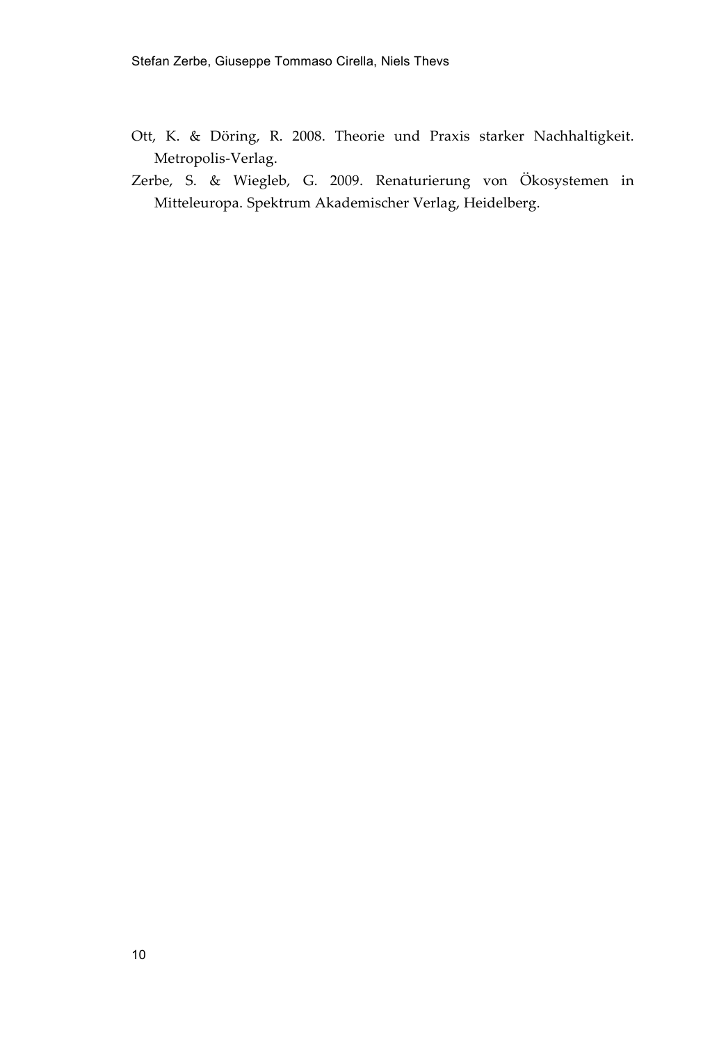Ott, K. & Döring, R. 2008. Theorie und Praxis starker Nachhaltigkeit. Metropolis-Verlag.

Zerbe, S. & Wiegleb, G. 2009. Renaturierung von Ökosystemen in Mitteleuropa. Spektrum Akademischer Verlag, Heidelberg.